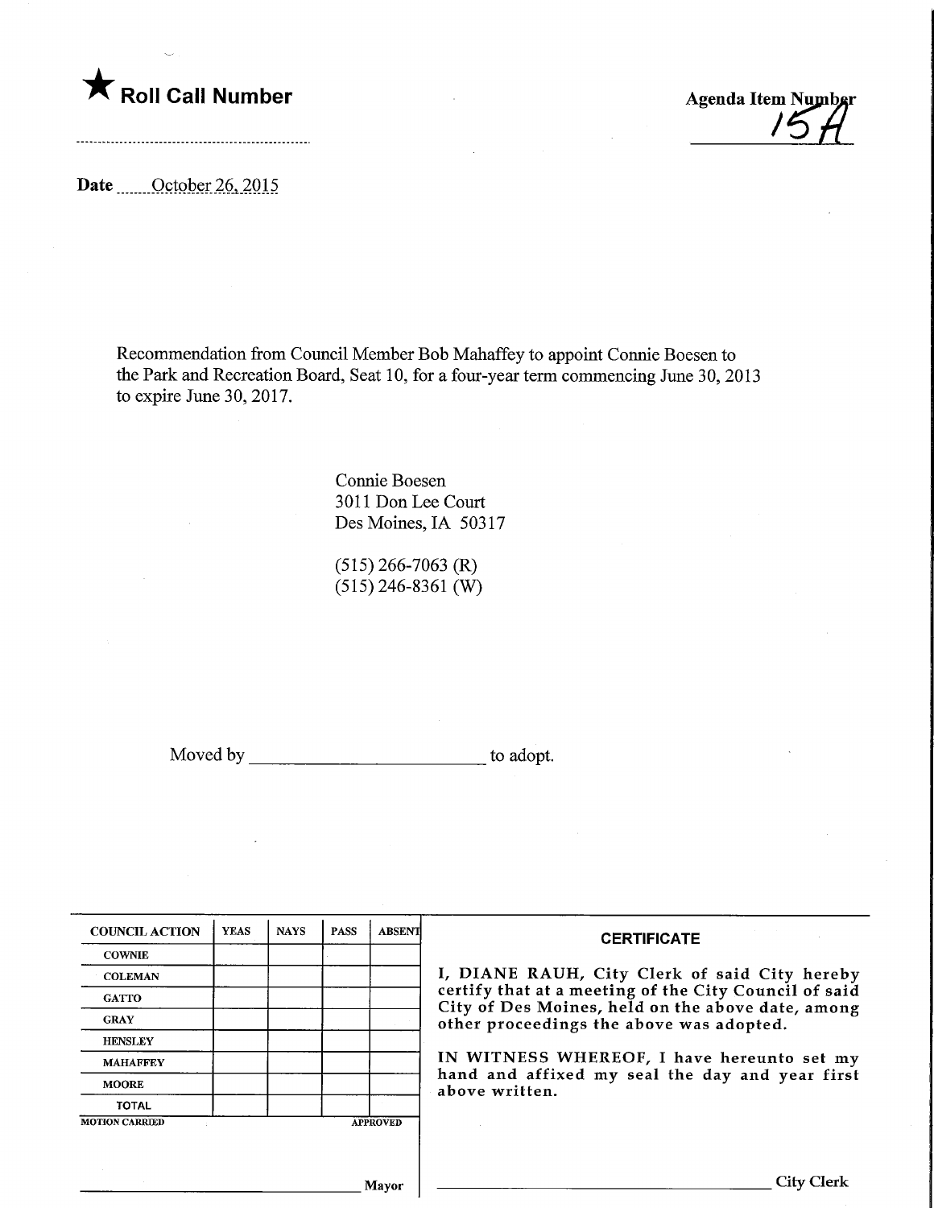★ **Roll Call Number**

**Agenda Item Number**
15A

**Date** October 26, 2015

Recommendation from Council Member Bob Mahaffey to appoint Connie Boesen to the Park and Recreation Board, Seat 10, for a four-year term commencing June 30, 2013 to expire June 30, 2017.

Connie Boesen
3011 Don Lee Court
Des Moines, IA 50317

(515) 266-7063 (R)
(515) 246-8361 (W)

Moved by ________________________ to adopt.

| COUNCIL ACTION | YEAS | NAYS | PASS | ABSENT |
|---|---|---|---|---|
| COWNIE | | | | |
| COLEMAN | | | | |
| GATTO | | | | |
| GRAY | | | | |
| HENSLEY | | | | |
| MAHAFFEY | | | | |
| MOORE | | | | |
| TOTAL | | | | |

MOTION CARRIED APPROVED

________________________ Mayor

**CERTIFICATE**

I, DIANE RAUH, City Clerk of said City hereby certify that at a meeting of the City Council of said City of Des Moines, held on the above date, among other proceedings the above was adopted.

IN WITNESS WHEREOF, I have hereunto set my hand and affixed my seal the day and year first above written.

________________________ City Clerk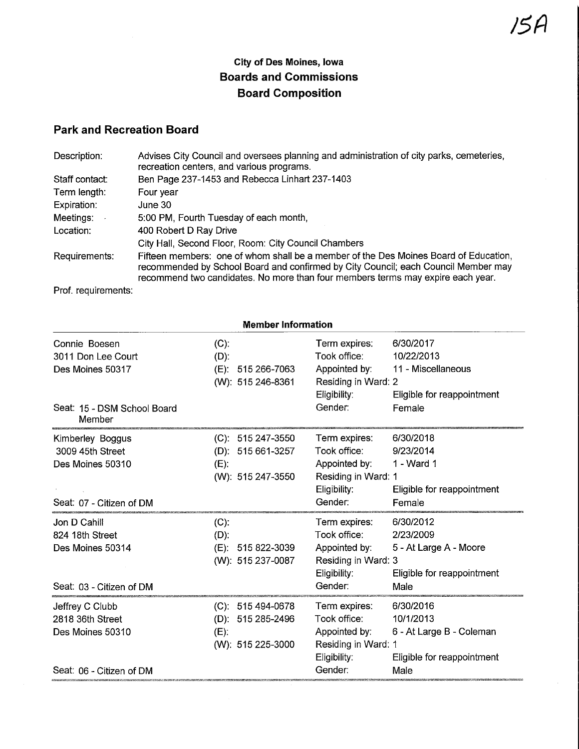15A

# City of Des Moines, Iowa
## Boards and Commissions
## Board Composition

### Park and Recreation Board

| | |
|---|---|
| Description: | Advises City Council and oversees planning and administration of city parks, cemeteries, recreation centers, and various programs. |
| Staff contact: | Ben Page 237-1453 and Rebecca Linhart 237-1403 |
| Term length: | Four year |
| Expiration: | June 30 |
| Meetings: | 5:00 PM, Fourth Tuesday of each month, |
| Location: | 400 Robert D Ray Drive<br>City Hall, Second Floor, Room: City Council Chambers |
| Requirements: | Fifteen members: one of whom shall be a member of the Des Moines Board of Education, recommended by School Board and confirmed by City Council; each Council Member may recommend two candidates. No more than four members terms may expire each year. |
| Prof. requirements: | |

**Member Information**

| | | | |
|---|---|---|---|
| Connie Boesen | (C): | Term expires: | 6/30/2017 |
| 3011 Don Lee Court | (D): | Took office: | 10/22/2013 |
| Des Moines 50317 | (E): 515 266-7063 | Appointed by: | 11 - Miscellaneous |
| | (W): 515 246-8361 | Residing in Ward: | 2 |
| | | Eligibility: | Eligible for reappointment |
| Seat: 15 - DSM School Board Member | | Gender: | Female |
| Kimberley Boggus | (C): 515 247-3550 | Term expires: | 6/30/2018 |
| 3009 45th Street | (D): 515 661-3257 | Took office: | 9/23/2014 |
| Des Moines 50310 | (E): | Appointed by: | 1 - Ward 1 |
| | (W): 515 247-3550 | Residing in Ward: | 1 |
| | | Eligibility: | Eligible for reappointment |
| Seat: 07 - Citizen of DM | | Gender: | Female |
| Jon D Cahill | (C): | Term expires: | 6/30/2012 |
| 824 18th Street | (D): | Took office: | 2/23/2009 |
| Des Moines 50314 | (E): 515 822-3039 | Appointed by: | 5 - At Large A - Moore |
| | (W): 515 237-0087 | Residing in Ward: | 3 |
| | | Eligibility: | Eligible for reappointment |
| Seat: 03 - Citizen of DM | | Gender: | Male |
| Jeffrey C Clubb | (C): 515 494-0678 | Term expires: | 6/30/2016 |
| 2818 36th Street | (D): 515 285-2496 | Took office: | 10/1/2013 |
| Des Moines 50310 | (E): | Appointed by: | 6 - At Large B - Coleman |
| | (W): 515 225-3000 | Residing in Ward: | 1 |
| | | Eligibility: | Eligible for reappointment |
| Seat: 06 - Citizen of DM | | Gender: | Male |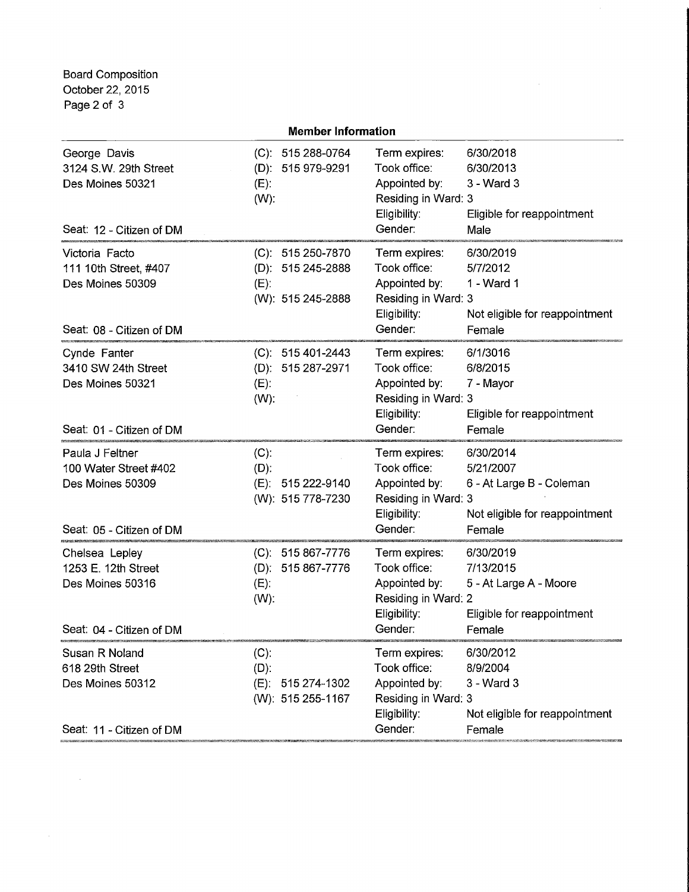Board Composition
October 22, 2015

## Member Information

George Davis
3124 S.W. 29th Street
Des Moines 50321

Seat: 12 - Citizen of DM

(C): 515 288-0764
(D): 515 979-9291
(E):
(W):

Term expires: 6/30/2018
Took office: 6/30/2013
Appointed by: 3 - Ward 3
Residing in Ward: 3
Eligibility: Eligible for reappointment
Gender: Male

---

Victoria Facto
111 10th Street, #407
Des Moines 50309

Seat: 08 - Citizen of DM

(C): 515 250-7870
(D): 515 245-2888
(E):
(W): 515 245-2888

Term expires: 6/30/2019
Took office: 5/7/2012
Appointed by: 1 - Ward 1
Residing in Ward: 3
Eligibility: Not eligible for reappointment
Gender: Female

---

Cynde Fanter
3410 SW 24th Street
Des Moines 50321

Seat: 01 - Citizen of DM

(C): 515 401-2443
(D): 515 287-2971
(E):
(W):

Term expires: 6/1/3016
Took office: 6/8/2015
Appointed by: 7 - Mayor
Residing in Ward: 3
Eligibility: Eligible for reappointment
Gender: Female

---

Paula J Feltner
100 Water Street #402
Des Moines 50309

Seat: 05 - Citizen of DM

(C):
(D):
(E): 515 222-9140
(W): 515 778-7230

Term expires: 6/30/2014
Took office: 5/21/2007
Appointed by: 6 - At Large B - Coleman
Residing in Ward: 3
Eligibility: Not eligible for reappointment
Gender: Female

---

Chelsea Lepley
1253 E. 12th Street
Des Moines 50316

Seat: 04 - Citizen of DM

(C): 515 867-7776
(D): 515 867-7776
(E):
(W):

Term expires: 6/30/2019
Took office: 7/13/2015
Appointed by: 5 - At Large A - Moore
Residing in Ward: 2
Eligibility: Eligible for reappointment
Gender: Female

---

Susan R Noland
618 29th Street
Des Moines 50312

Seat: 11 - Citizen of DM

(C):
(D):
(E): 515 274-1302
(W): 515 255-1167

Term expires: 6/30/2012
Took office: 8/9/2004
Appointed by: 3 - Ward 3
Residing in Ward: 3
Eligibility: Not eligible for reappointment
Gender: Female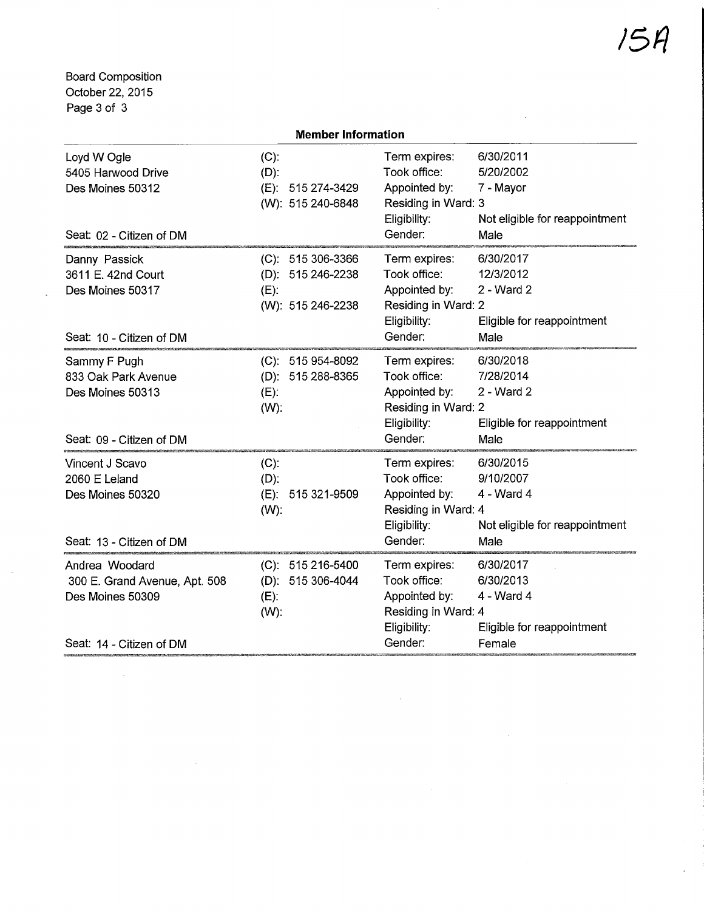15A

Board Composition
October 22, 2015

## Member Information

| | | | |
|---|---|---|---|
| Loyd W Ogle<br>5405 Harwood Drive<br>Des Moines 50312<br><br>Seat: 02 - Citizen of DM | (C):<br>(D):<br>(E): 515 274-3429<br>(W): 515 240-6848 | Term expires:<br>Took office:<br>Appointed by:<br>Residing in Ward:<br>Eligibility:<br>Gender: | 6/30/2011<br>5/20/2002<br>7 - Mayor<br>3<br>Not eligible for reappointment<br>Male |
| Danny Passick<br>3611 E. 42nd Court<br>Des Moines 50317<br><br>Seat: 10 - Citizen of DM | (C): 515 306-3366<br>(D): 515 246-2238<br>(E):<br>(W): 515 246-2238 | Term expires:<br>Took office:<br>Appointed by:<br>Residing in Ward:<br>Eligibility:<br>Gender: | 6/30/2017<br>12/3/2012<br>2 - Ward 2<br>2<br>Eligible for reappointment<br>Male |
| Sammy F Pugh<br>833 Oak Park Avenue<br>Des Moines 50313<br><br>Seat: 09 - Citizen of DM | (C): 515 954-8092<br>(D): 515 288-8365<br>(E):<br>(W): | Term expires:<br>Took office:<br>Appointed by:<br>Residing in Ward:<br>Eligibility:<br>Gender: | 6/30/2018<br>7/28/2014<br>2 - Ward 2<br>2<br>Eligible for reappointment<br>Male |
| Vincent J Scavo<br>2060 E Leland<br>Des Moines 50320<br><br>Seat: 13 - Citizen of DM | (C):<br>(D):<br>(E): 515 321-9509<br>(W): | Term expires:<br>Took office:<br>Appointed by:<br>Residing in Ward:<br>Eligibility:<br>Gender: | 6/30/2015<br>9/10/2007<br>4 - Ward 4<br>4<br>Not eligible for reappointment<br>Male |
| Andrea Woodard<br>300 E. Grand Avenue, Apt. 508<br>Des Moines 50309<br><br>Seat: 14 - Citizen of DM | (C): 515 216-5400<br>(D): 515 306-4044<br>(E):<br>(W): | Term expires:<br>Took office:<br>Appointed by:<br>Residing in Ward:<br>Eligibility:<br>Gender: | 6/30/2017<br>6/30/2013<br>4 - Ward 4<br>4<br>Eligible for reappointment<br>Female |